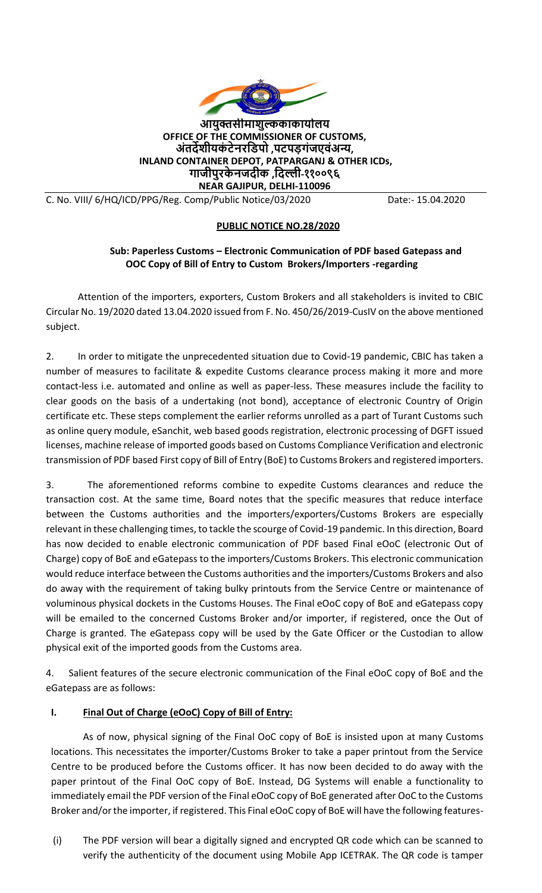**आयुक्तसीमाशुल्कककायालय**
**OFFICE OF THE COMMISSIONER OF CUSTOMS,**
**अंतर्देशीयकंटेनरडिपो ,पटपड़गंजएवंअन्य,**
**INLAND CONTAINER DEPOT, PATPARGANJ & OTHER ICDs,**
**गाजीपुरकेनजदीक ,दिल्ली-११००९६**
**NEAR GAJIPUR, DELHI-110096**

C. No. VIII/ 6/HQ/ICD/PPG/Reg. Comp/Public Notice/03/2020 Date:- 15.04.2020

**PUBLIC NOTICE NO.28/2020**

**Sub: Paperless Customs – Electronic Communication of PDF based Gatepass and OOC Copy of Bill of Entry to Custom Brokers/Importers -regarding**

Attention of the importers, exporters, Custom Brokers and all stakeholders is invited to CBIC Circular No. 19/2020 dated 13.04.2020 issued from F. No. 450/26/2019-CusIV on the above mentioned subject.

2. In order to mitigate the unprecedented situation due to Covid-19 pandemic, CBIC has taken a number of measures to facilitate & expedite Customs clearance process making it more and more contact-less i.e. automated and online as well as paper-less. These measures include the facility to clear goods on the basis of a undertaking (not bond), acceptance of electronic Country of Origin certificate etc. These steps complement the earlier reforms unrolled as a part of Turant Customs such as online query module, eSanchit, web based goods registration, electronic processing of DGFT issued licenses, machine release of imported goods based on Customs Compliance Verification and electronic transmission of PDF based First copy of Bill of Entry (BoE) to Customs Brokers and registered importers.

3. The aforementioned reforms combine to expedite Customs clearances and reduce the transaction cost. At the same time, Board notes that the specific measures that reduce interface between the Customs authorities and the importers/exporters/Customs Brokers are especially relevant in these challenging times, to tackle the scourge of Covid-19 pandemic. In this direction, Board has now decided to enable electronic communication of PDF based Final eOoC (electronic Out of Charge) copy of BoE and eGatepass to the importers/Customs Brokers. This electronic communication would reduce interface between the Customs authorities and the importers/Customs Brokers and also do away with the requirement of taking bulky printouts from the Service Centre or maintenance of voluminous physical dockets in the Customs Houses. The Final eOoC copy of BoE and eGatepass copy will be emailed to the concerned Customs Broker and/or importer, if registered, once the Out of Charge is granted. The eGatepass copy will be used by the Gate Officer or the Custodian to allow physical exit of the imported goods from the Customs area.

4. Salient features of the secure electronic communication of the Final eOoC copy of BoE and the eGatepass are as follows:

**I. Final Out of Charge (eOoC) Copy of Bill of Entry:**

As of now, physical signing of the Final OoC copy of BoE is insisted upon at many Customs locations. This necessitates the importer/Customs Broker to take a paper printout from the Service Centre to be produced before the Customs officer. It has now been decided to do away with the paper printout of the Final OoC copy of BoE. Instead, DG Systems will enable a functionality to immediately email the PDF version of the Final eOoC copy of BoE generated after OoC to the Customs Broker and/or the importer, if registered. This Final eOoC copy of BoE will have the following features-

(i) The PDF version will bear a digitally signed and encrypted QR code which can be scanned to verify the authenticity of the document using Mobile App ICETRAK. The QR code is tamper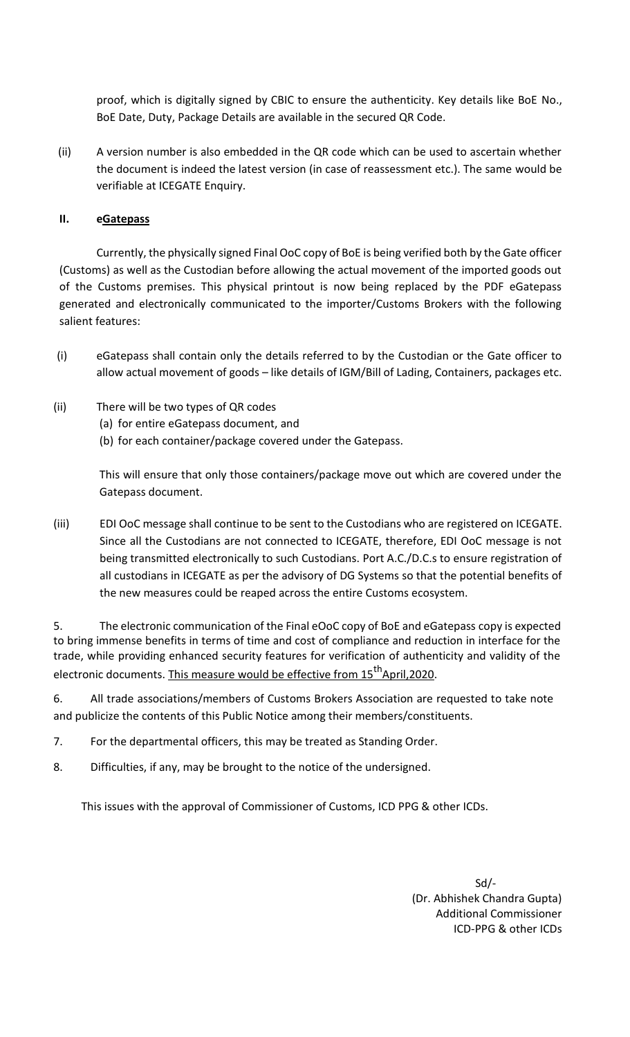proof, which is digitally signed by CBIC to ensure the authenticity. Key details like BoE No., BoE Date, Duty, Package Details are available in the secured QR Code.

(ii) A version number is also embedded in the QR code which can be used to ascertain whether the document is indeed the latest version (in case of reassessment etc.). The same would be verifiable at ICEGATE Enquiry.

**II. eGatepass**

Currently, the physically signed Final OoC copy of BoE is being verified both by the Gate officer (Customs) as well as the Custodian before allowing the actual movement of the imported goods out of the Customs premises. This physical printout is now being replaced by the PDF eGatepass generated and electronically communicated to the importer/Customs Brokers with the following salient features:

(i) eGatepass shall contain only the details referred to by the Custodian or the Gate officer to allow actual movement of goods – like details of IGM/Bill of Lading, Containers, packages etc.

(ii) There will be two types of QR codes
  (a) for entire eGatepass document, and
  (b) for each container/package covered under the Gatepass.

  This will ensure that only those containers/package move out which are covered under the Gatepass document.

(iii) EDI OoC message shall continue to be sent to the Custodians who are registered on ICEGATE. Since all the Custodians are not connected to ICEGATE, therefore, EDI OoC message is not being transmitted electronically to such Custodians. Port A.C./D.C.s to ensure registration of all custodians in ICEGATE as per the advisory of DG Systems so that the potential benefits of the new measures could be reaped across the entire Customs ecosystem.

5. The electronic communication of the Final eOoC copy of BoE and eGatepass copy is expected to bring immense benefits in terms of time and cost of compliance and reduction in interface for the trade, while providing enhanced security features for verification of authenticity and validity of the electronic documents. This measure would be effective from 15th April,2020.

6. All trade associations/members of Customs Brokers Association are requested to take note and publicize the contents of this Public Notice among their members/constituents.

7. For the departmental officers, this may be treated as Standing Order.

8. Difficulties, if any, may be brought to the notice of the undersigned.

This issues with the approval of Commissioner of Customs, ICD PPG & other ICDs.

Sd/-
(Dr. Abhishek Chandra Gupta)
Additional Commissioner
ICD-PPG & other ICDs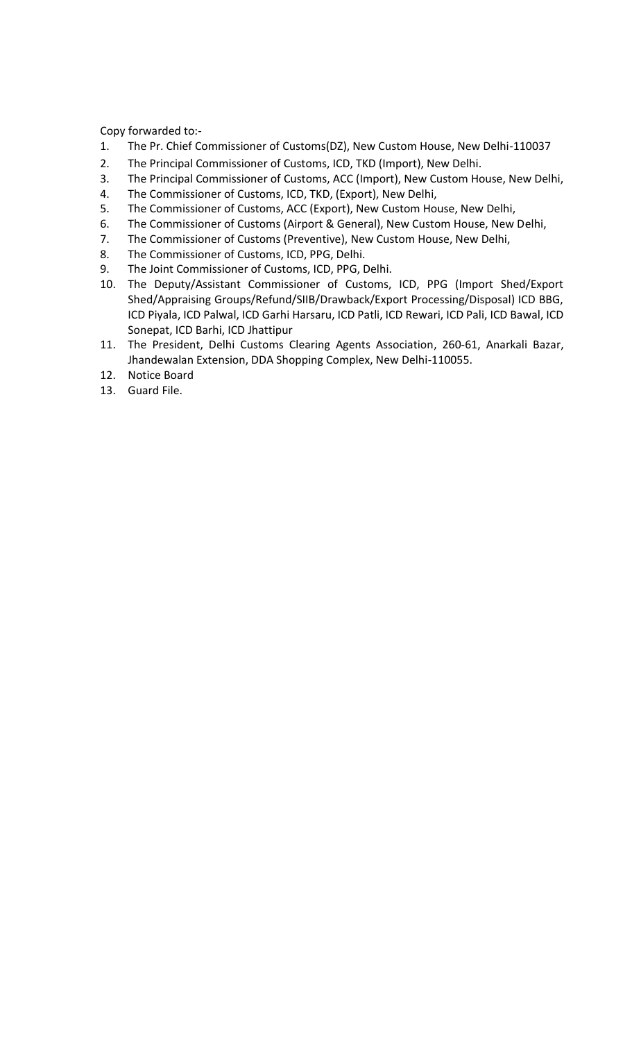Copy forwarded to:-

1. The Pr. Chief Commissioner of Customs(DZ), New Custom House, New Delhi-110037
2. The Principal Commissioner of Customs, ICD, TKD (Import), New Delhi.
3. The Principal Commissioner of Customs, ACC (Import), New Custom House, New Delhi,
4. The Commissioner of Customs, ICD, TKD, (Export), New Delhi,
5. The Commissioner of Customs, ACC (Export), New Custom House, New Delhi,
6. The Commissioner of Customs (Airport & General), New Custom House, New Delhi,
7. The Commissioner of Customs (Preventive), New Custom House, New Delhi,
8. The Commissioner of Customs, ICD, PPG, Delhi.
9. The Joint Commissioner of Customs, ICD, PPG, Delhi.
10. The Deputy/Assistant Commissioner of Customs, ICD, PPG (Import Shed/Export Shed/Appraising Groups/Refund/SIIB/Drawback/Export Processing/Disposal) ICD BBG, ICD Piyala, ICD Palwal, ICD Garhi Harsaru, ICD Patli, ICD Rewari, ICD Pali, ICD Bawal, ICD Sonepat, ICD Barhi, ICD Jhattipur
11. The President, Delhi Customs Clearing Agents Association, 260-61, Anarkali Bazar, Jhandewalan Extension, DDA Shopping Complex, New Delhi-110055.
12. Notice Board
13. Guard File.